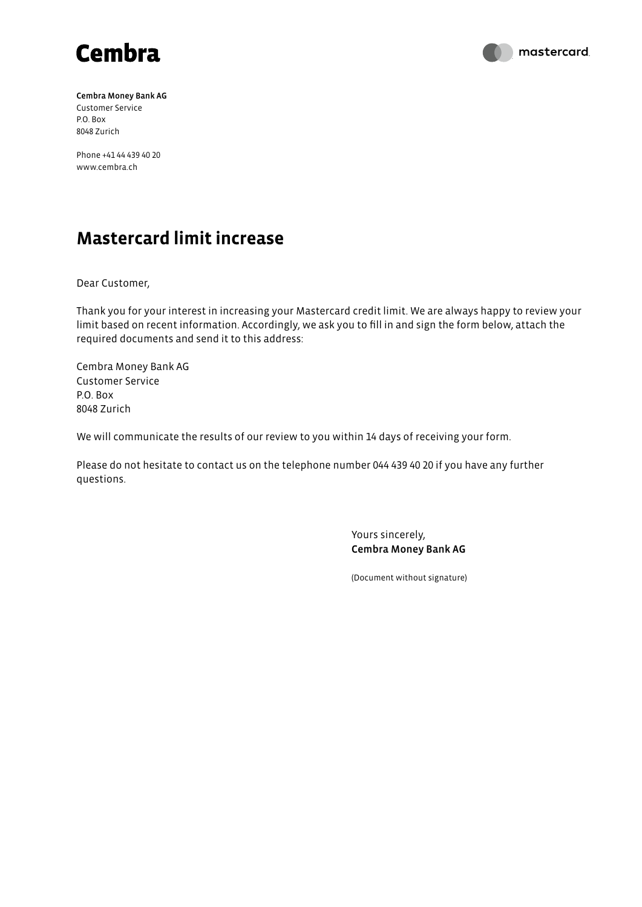**Cembra**

**mastercard**

**Cembra Money Bank AG**
Customer Service
P.O. Box
8048 Zurich

Phone +41 44 439 40 20
www.cembra.ch

# Mastercard limit increase

Dear Customer,

Thank you for your interest in increasing your Mastercard credit limit. We are always happy to review your limit based on recent information. Accordingly, we ask you to fill in and sign the form below, attach the required documents and send it to this address:

Cembra Money Bank AG
Customer Service
P.O. Box
8048 Zurich

We will communicate the results of our review to you within 14 days of receiving your form.

Please do not hesitate to contact us on the telephone number 044 439 40 20 if you have any further questions.

Yours sincerely,
**Cembra Money Bank AG**

(Document without signature)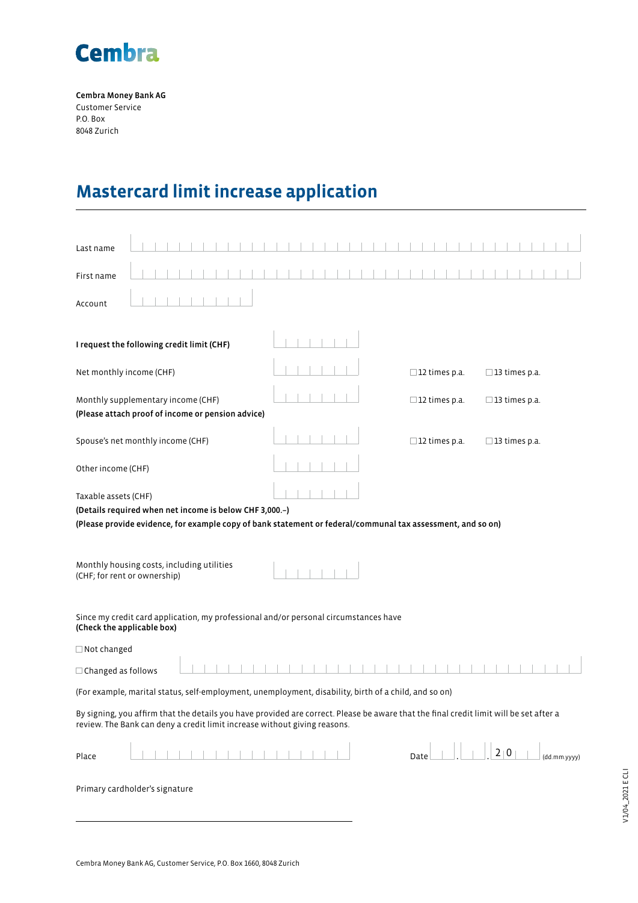Cembra

**Cembra Money Bank AG**
Customer Service
P.O. Box
8048 Zurich

# Mastercard limit increase application

Last name

First name

Account

**I request the following credit limit (CHF)**

Net monthly income (CHF) ☐ 12 times p.a. ☐ 13 times p.a.

Monthly supplementary income (CHF) ☐ 12 times p.a. ☐ 13 times p.a.
**(Please attach proof of income or pension advice)**

Spouse's net monthly income (CHF) ☐ 12 times p.a. ☐ 13 times p.a.

Other income (CHF)

Taxable assets (CHF)
**(Details required when net income is below CHF 3,000.–)**
**(Please provide evidence, for example copy of bank statement or federal/communal tax assessment, and so on)**

Monthly housing costs, including utilities
(CHF; for rent or ownership)

Since my credit card application, my professional and/or personal circumstances have
**(Check the applicable box)**

☐ Not changed

☐ Changed as follows

(For example, marital status, self-employment, unemployment, disability, birth of a child, and so on)

By signing, you affirm that the details you have provided are correct. Please be aware that the final credit limit will be set after a review. The Bank can deny a credit limit increase without giving reasons.

Place

Date . . 20 (dd.mm.yyyy)

Primary cardholder's signature

Cembra Money Bank AG, Customer Service, P.O. Box 1660, 8048 Zurich

V1/04_2021 E CLI